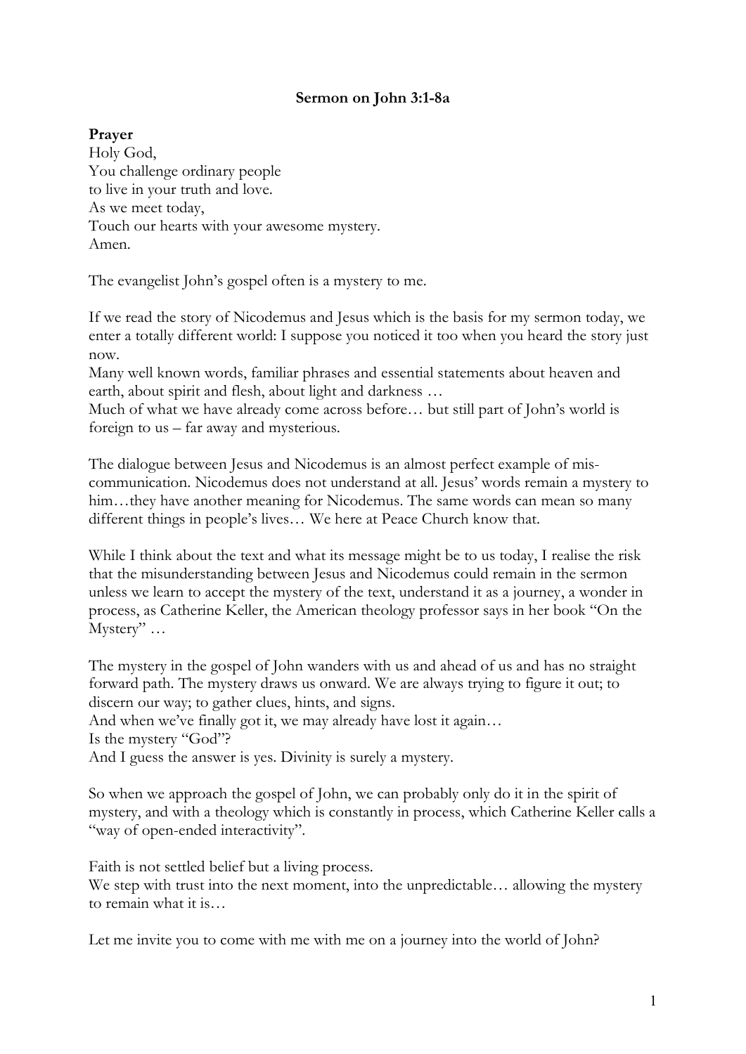# Sermon on John 3:1-8a

**Prayer**

Holy God,
You challenge ordinary people
to live in your truth and love.
As we meet today,
Touch our hearts with your awesome mystery.
Amen.

The evangelist John's gospel often is a mystery to me.

If we read the story of Nicodemus and Jesus which is the basis for my sermon today, we enter a totally different world: I suppose you noticed it too when you heard the story just now.
Many well known words, familiar phrases and essential statements about heaven and earth, about spirit and flesh, about light and darkness …
Much of what we have already come across before… but still part of John's world is foreign to us – far away and mysterious.

The dialogue between Jesus and Nicodemus is an almost perfect example of mis-communication. Nicodemus does not understand at all. Jesus' words remain a mystery to him…they have another meaning for Nicodemus. The same words can mean so many different things in people's lives… We here at Peace Church know that.

While I think about the text and what its message might be to us today, I realise the risk that the misunderstanding between Jesus and Nicodemus could remain in the sermon unless we learn to accept the mystery of the text, understand it as a journey, a wonder in process, as Catherine Keller, the American theology professor says in her book "On the Mystery" …

The mystery in the gospel of John wanders with us and ahead of us and has no straight forward path. The mystery draws us onward. We are always trying to figure it out; to discern our way; to gather clues, hints, and signs.
And when we've finally got it, we may already have lost it again…
Is the mystery "God"?
And I guess the answer is yes. Divinity is surely a mystery.

So when we approach the gospel of John, we can probably only do it in the spirit of mystery, and with a theology which is constantly in process, which Catherine Keller calls a "way of open-ended interactivity".

Faith is not settled belief but a living process.
We step with trust into the next moment, into the unpredictable… allowing the mystery to remain what it is…

Let me invite you to come with me with me on a journey into the world of John?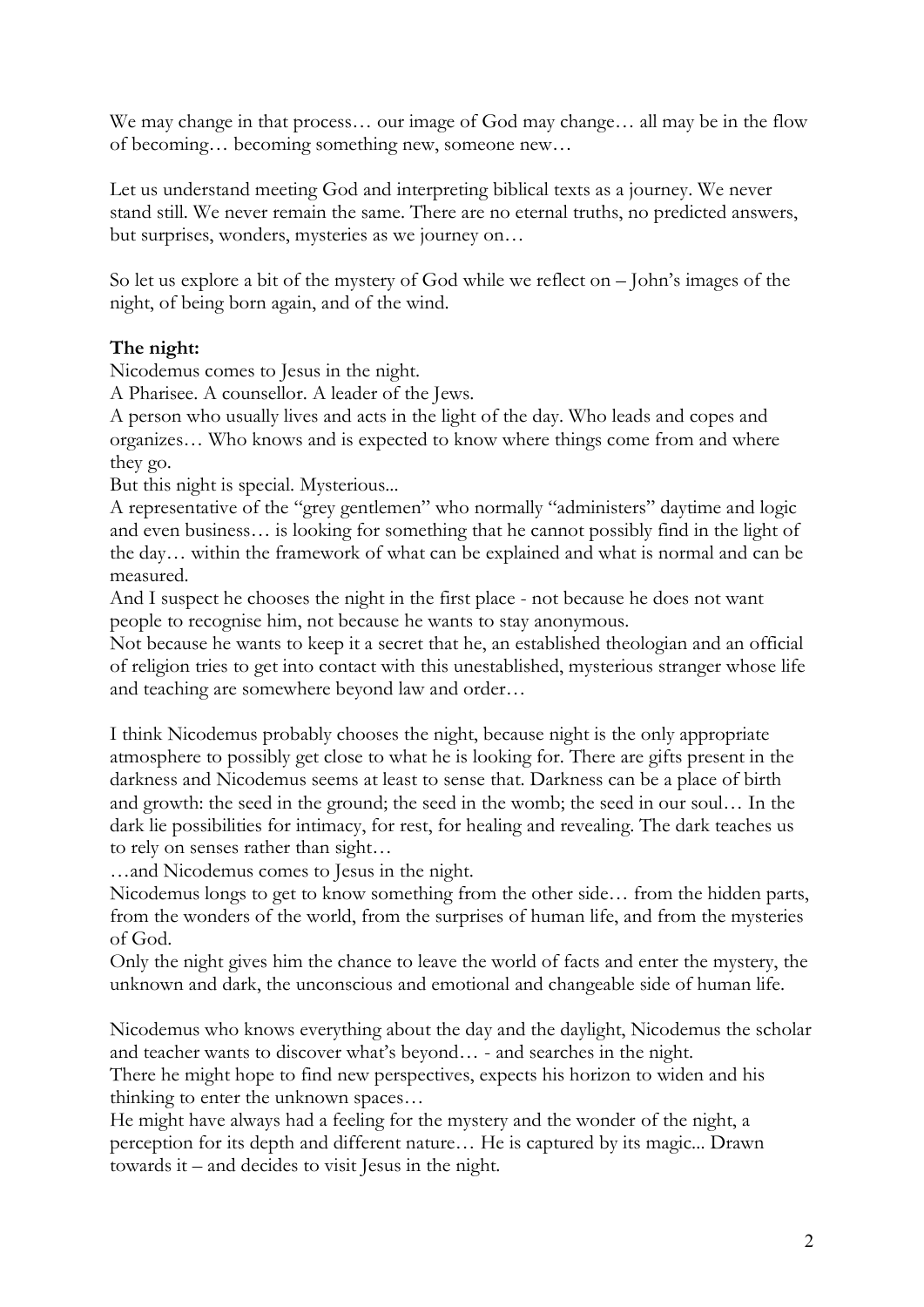We may change in that process… our image of God may change… all may be in the flow of becoming… becoming something new, someone new…

Let us understand meeting God and interpreting biblical texts as a journey. We never stand still. We never remain the same. There are no eternal truths, no predicted answers, but surprises, wonders, mysteries as we journey on…

So let us explore a bit of the mystery of God while we reflect on – John's images of the night, of being born again, and of the wind.

**The night:**

Nicodemus comes to Jesus in the night.
A Pharisee. A counsellor. A leader of the Jews.
A person who usually lives and acts in the light of the day. Who leads and copes and organizes… Who knows and is expected to know where things come from and where they go.
But this night is special. Mysterious...
A representative of the "grey gentlemen" who normally "administers" daytime and logic and even business… is looking for something that he cannot possibly find in the light of the day… within the framework of what can be explained and what is normal and can be measured.
And I suspect he chooses the night in the first place - not because he does not want people to recognise him, not because he wants to stay anonymous.
Not because he wants to keep it a secret that he, an established theologian and an official of religion tries to get into contact with this unestablished, mysterious stranger whose life and teaching are somewhere beyond law and order…

I think Nicodemus probably chooses the night, because night is the only appropriate atmosphere to possibly get close to what he is looking for. There are gifts present in the darkness and Nicodemus seems at least to sense that. Darkness can be a place of birth and growth: the seed in the ground; the seed in the womb; the seed in our soul… In the dark lie possibilities for intimacy, for rest, for healing and revealing. The dark teaches us to rely on senses rather than sight…
…and Nicodemus comes to Jesus in the night.
Nicodemus longs to get to know something from the other side… from the hidden parts, from the wonders of the world, from the surprises of human life, and from the mysteries of God.
Only the night gives him the chance to leave the world of facts and enter the mystery, the unknown and dark, the unconscious and emotional and changeable side of human life.

Nicodemus who knows everything about the day and the daylight, Nicodemus the scholar and teacher wants to discover what's beyond… - and searches in the night.
There he might hope to find new perspectives, expects his horizon to widen and his thinking to enter the unknown spaces…
He might have always had a feeling for the mystery and the wonder of the night, a perception for its depth and different nature… He is captured by its magic... Drawn towards it – and decides to visit Jesus in the night.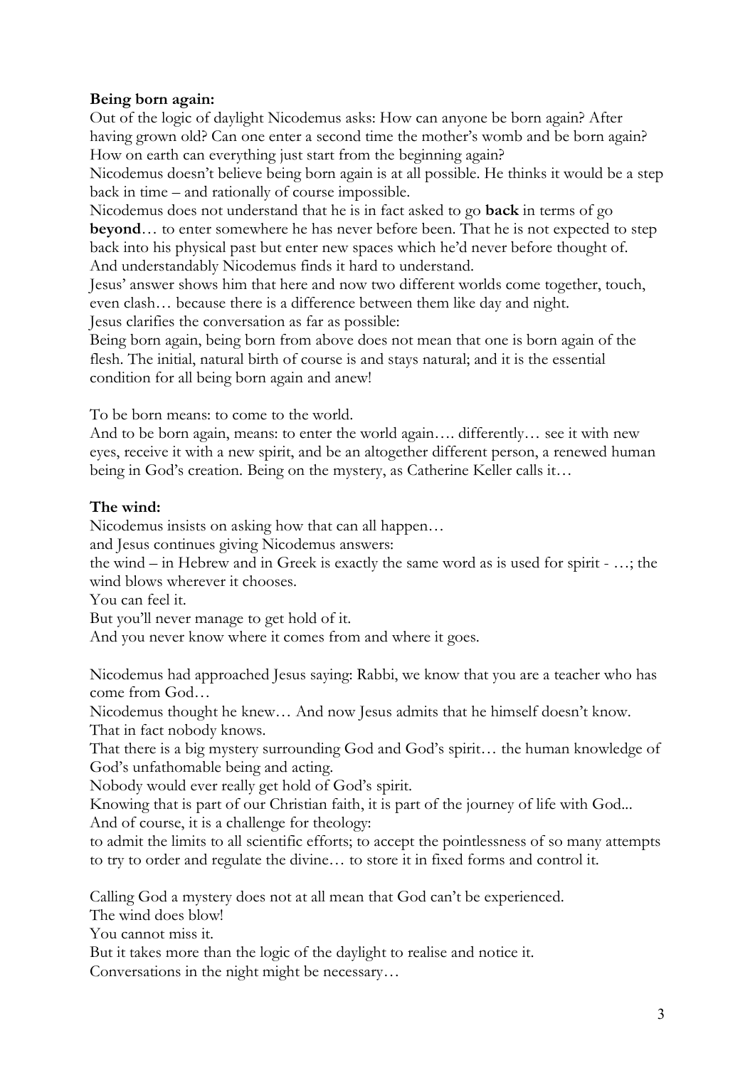**Being born again:**

Out of the logic of daylight Nicodemus asks: How can anyone be born again? After having grown old? Can one enter a second time the mother's womb and be born again? How on earth can everything just start from the beginning again?

Nicodemus doesn't believe being born again is at all possible. He thinks it would be a step back in time – and rationally of course impossible.

Nicodemus does not understand that he is in fact asked to go **back** in terms of go **beyond**… to enter somewhere he has never before been. That he is not expected to step back into his physical past but enter new spaces which he'd never before thought of. And understandably Nicodemus finds it hard to understand.

Jesus' answer shows him that here and now two different worlds come together, touch, even clash… because there is a difference between them like day and night.

Jesus clarifies the conversation as far as possible:

Being born again, being born from above does not mean that one is born again of the flesh. The initial, natural birth of course is and stays natural; and it is the essential condition for all being born again and anew!

To be born means: to come to the world.

And to be born again, means: to enter the world again…. differently… see it with new eyes, receive it with a new spirit, and be an altogether different person, a renewed human being in God's creation. Being on the mystery, as Catherine Keller calls it…

**The wind:**

Nicodemus insists on asking how that can all happen…

and Jesus continues giving Nicodemus answers:

the wind – in Hebrew and in Greek is exactly the same word as is used for spirit - …; the wind blows wherever it chooses.

You can feel it.

But you'll never manage to get hold of it.

And you never know where it comes from and where it goes.

Nicodemus had approached Jesus saying: Rabbi, we know that you are a teacher who has come from God…

Nicodemus thought he knew… And now Jesus admits that he himself doesn't know. That in fact nobody knows.

That there is a big mystery surrounding God and God's spirit… the human knowledge of God's unfathomable being and acting.

Nobody would ever really get hold of God's spirit.

Knowing that is part of our Christian faith, it is part of the journey of life with God... And of course, it is a challenge for theology:

to admit the limits to all scientific efforts; to accept the pointlessness of so many attempts to try to order and regulate the divine… to store it in fixed forms and control it.

Calling God a mystery does not at all mean that God can't be experienced.

The wind does blow!

You cannot miss it.

But it takes more than the logic of the daylight to realise and notice it.

Conversations in the night might be necessary…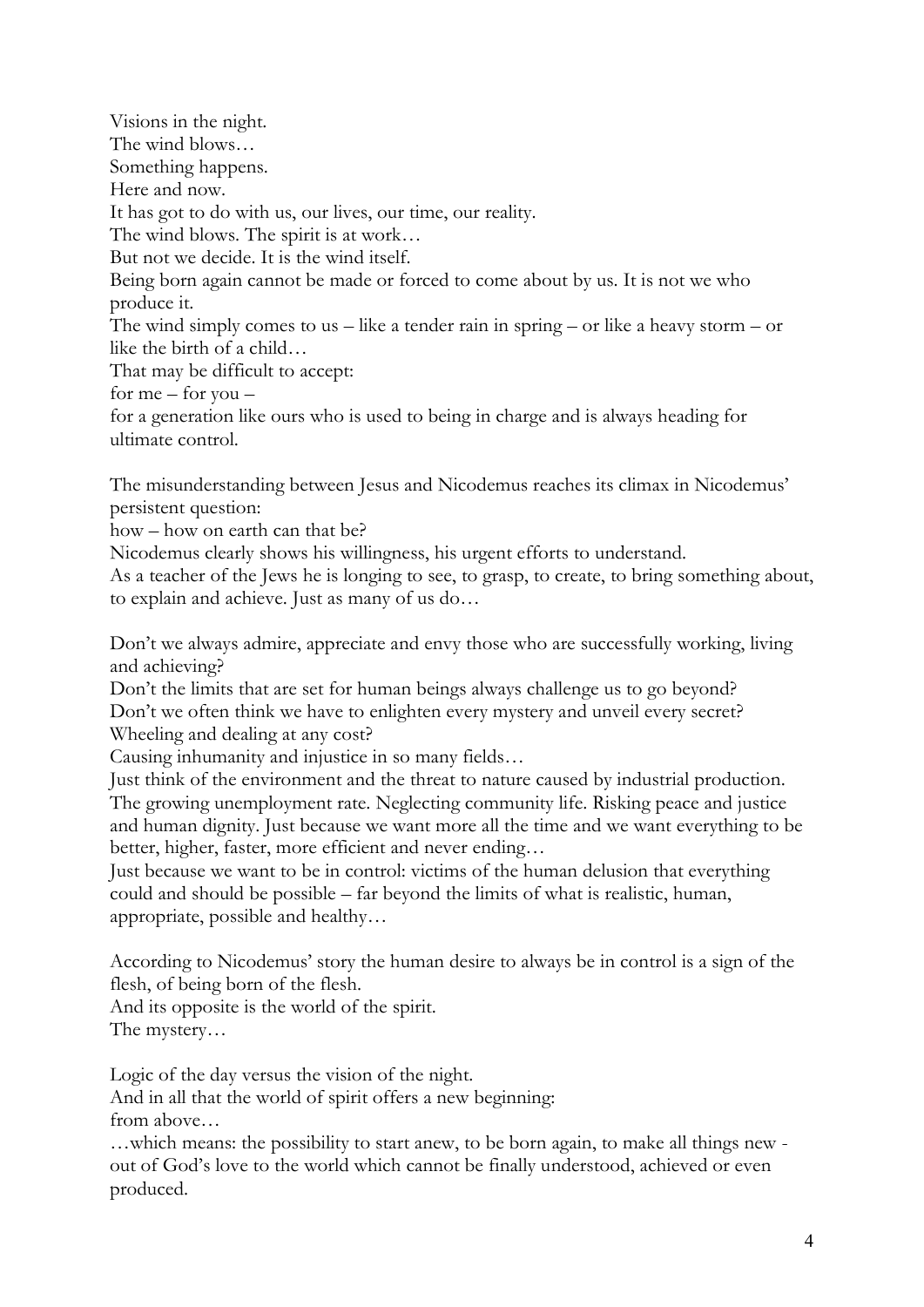Visions in the night.
The wind blows…
Something happens.
Here and now.
It has got to do with us, our lives, our time, our reality.
The wind blows. The spirit is at work…
But not we decide. It is the wind itself.
Being born again cannot be made or forced to come about by us. It is not we who produce it.
The wind simply comes to us – like a tender rain in spring – or like a heavy storm – or like the birth of a child…
That may be difficult to accept:
for me – for you –
for a generation like ours who is used to being in charge and is always heading for ultimate control.

The misunderstanding between Jesus and Nicodemus reaches its climax in Nicodemus' persistent question:
how – how on earth can that be?
Nicodemus clearly shows his willingness, his urgent efforts to understand.
As a teacher of the Jews he is longing to see, to grasp, to create, to bring something about, to explain and achieve. Just as many of us do…

Don't we always admire, appreciate and envy those who are successfully working, living and achieving?
Don't the limits that are set for human beings always challenge us to go beyond?
Don't we often think we have to enlighten every mystery and unveil every secret?
Wheeling and dealing at any cost?
Causing inhumanity and injustice in so many fields…
Just think of the environment and the threat to nature caused by industrial production.
The growing unemployment rate. Neglecting community life. Risking peace and justice and human dignity. Just because we want more all the time and we want everything to be better, higher, faster, more efficient and never ending…
Just because we want to be in control: victims of the human delusion that everything could and should be possible – far beyond the limits of what is realistic, human, appropriate, possible and healthy…

According to Nicodemus' story the human desire to always be in control is a sign of the flesh, of being born of the flesh.
And its opposite is the world of the spirit.
The mystery…

Logic of the day versus the vision of the night.
And in all that the world of spirit offers a new beginning:
from above…
…which means: the possibility to start anew, to be born again, to make all things new - out of God's love to the world which cannot be finally understood, achieved or even produced.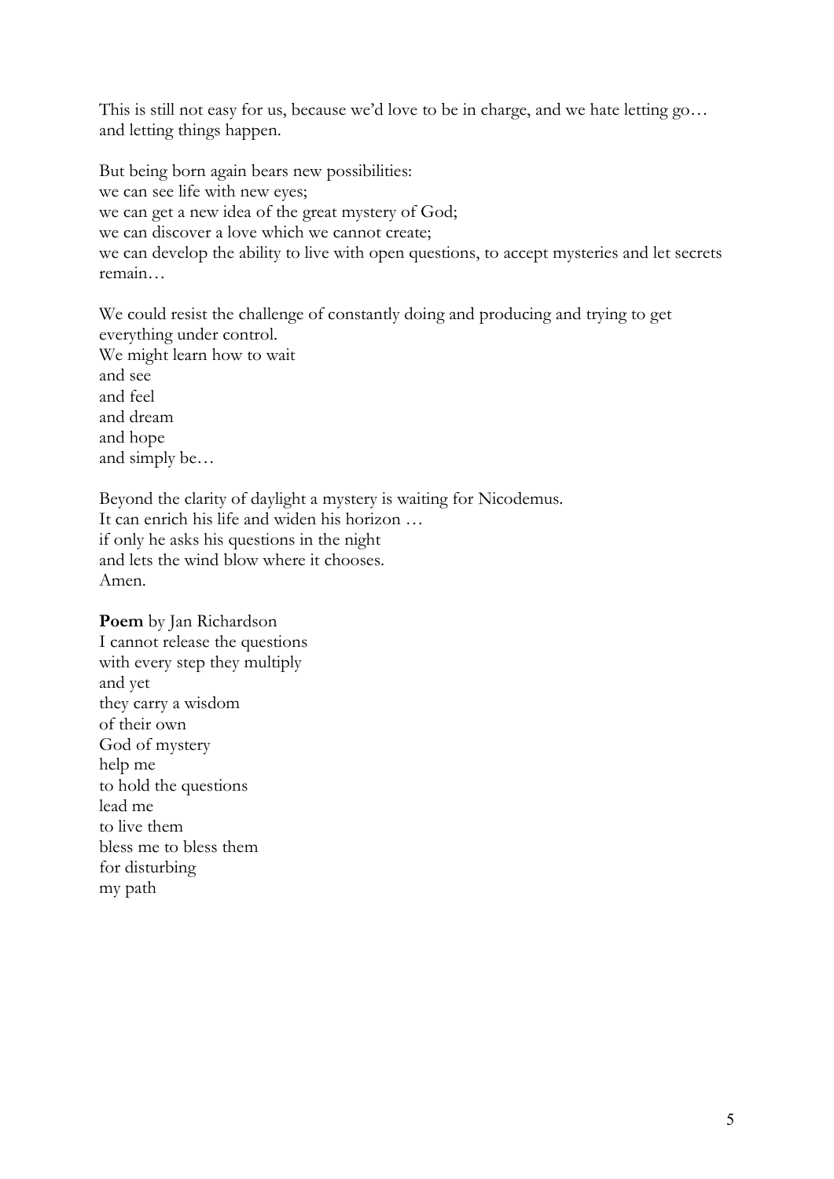This is still not easy for us, because we'd love to be in charge, and we hate letting go… and letting things happen.

But being born again bears new possibilities:
we can see life with new eyes;
we can get a new idea of the great mystery of God;
we can discover a love which we cannot create;
we can develop the ability to live with open questions, to accept mysteries and let secrets remain…

We could resist the challenge of constantly doing and producing and trying to get everything under control.
We might learn how to wait
and see
and feel
and dream
and hope
and simply be…

Beyond the clarity of daylight a mystery is waiting for Nicodemus.
It can enrich his life and widen his horizon …
if only he asks his questions in the night
and lets the wind blow where it chooses.
Amen.

**Poem** by Jan Richardson
I cannot release the questions
with every step they multiply
and yet
they carry a wisdom
of their own
God of mystery
help me
to hold the questions
lead me
to live them
bless me to bless them
for disturbing
my path